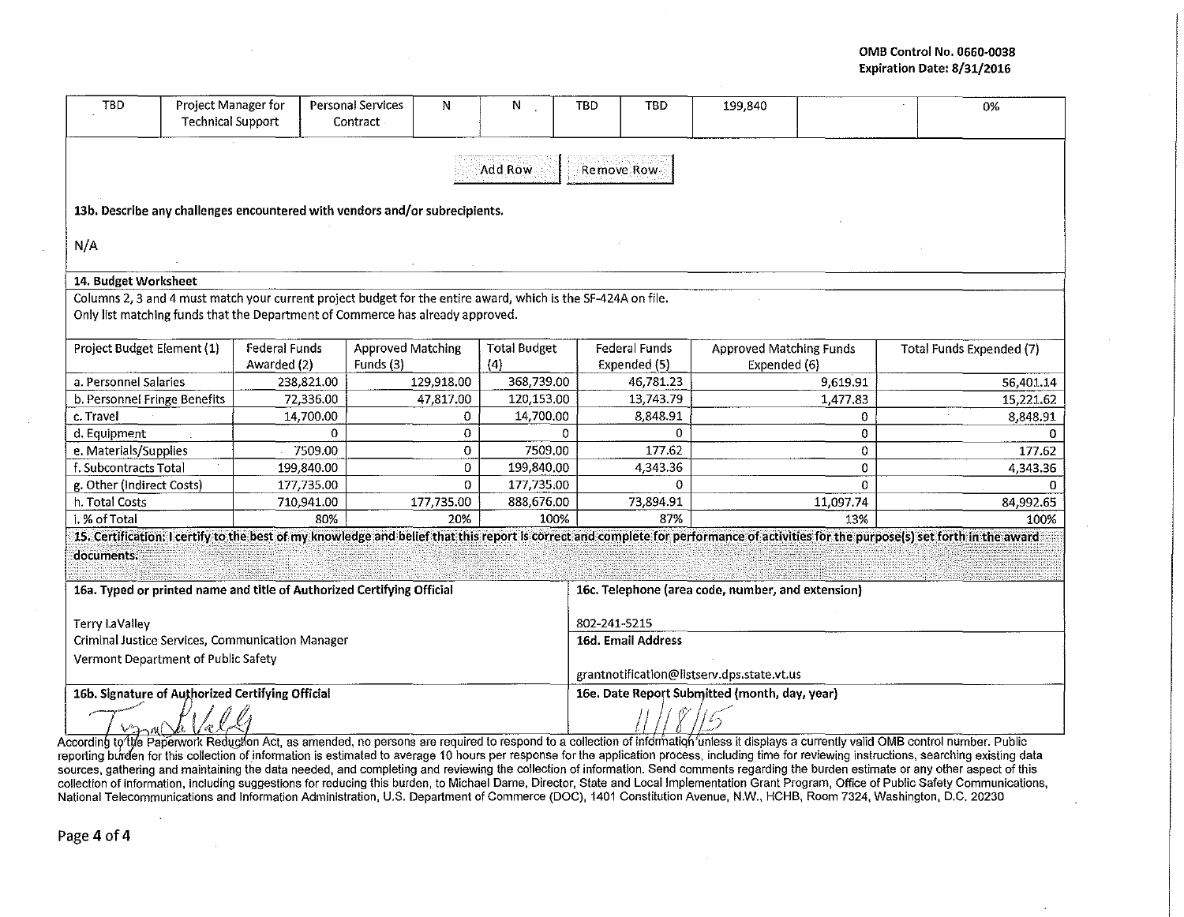OMB Control No. 0660-0038
Expiration Date: 8/31/2016

| TBD | Project Manager for Technical Support | Personal Services Contract | N | N | TBD | TBD | 199,840 | | 0% |
|---|---|---|---|---|---|---|---|---|---|

Add Row | Remove Row

**13b. Describe any challenges encountered with vendors and/or subrecipients.**

N/A

**14. Budget Worksheet**

Columns 2, 3 and 4 must match your current project budget for the entire award, which is the SF-424A on file.
Only list matching funds that the Department of Commerce has already approved.

| Project Budget Element (1) | Federal Funds Awarded (2) | Approved Matching Funds (3) | Total Budget (4) | Federal Funds Expended (5) | Approved Matching Funds Expended (6) | Total Funds Expended (7) |
|---|---|---|---|---|---|---|
| a. Personnel Salaries | 238,821.00 | 129,918.00 | 368,739.00 | 46,781.23 | 9,619.91 | 56,401.14 |
| b. Personnel Fringe Benefits | 72,336.00 | 47,817.00 | 120,153.00 | 13,743.79 | 1,477.83 | 15,221.62 |
| c. Travel | 14,700.00 | 0 | 14,700.00 | 8,848.91 | 0 | 8,848.91 |
| d. Equipment | 0 | 0 | 0 | 0 | 0 | 0 |
| e. Materials/Supplies | 7509.00 | 0 | 7509.00 | 177.62 | 0 | 177.62 |
| f. Subcontracts Total | 199,840.00 | 0 | 199,840.00 | 4,343.36 | 0 | 4,343.36 |
| g. Other (Indirect Costs) | 177,735.00 | 0 | 177,735.00 | 0 | 0 | 0 |
| h. Total Costs | 710,941.00 | 177,735.00 | 888,676.00 | 73,894.91 | 11,097.74 | 84,992.65 |
| i. % of Total | 80% | 20% | 100% | 87% | 13% | 100% |

**15. Certification: I certify to the best of my knowledge and belief that this report is correct and complete for performance of activities for the purpose(s) set forth in the award documents.**

| **16a. Typed or printed name and title of Authorized Certifying Official** | **16c. Telephone (area code, number, and extension)** |
|---|---|
| Terry LaValley<br>Criminal Justice Services, Communication Manager<br>Vermont Department of Public Safety | 802-241-5215<br>**16d. Email Address**<br>grantnotification@listserv.dps.state.vt.us |
| **16b. Signature of Authorized Certifying Official**<br>Terry LaValley | **16e. Date Report Submitted (month, day, year)**<br>11/18/15 |

According to the Paperwork Reduction Act, as amended, no persons are required to respond to a collection of information unless it displays a currently valid OMB control number. Public reporting burden for this collection of information is estimated to average 10 hours per response for the application process, including time for reviewing instructions, searching existing data sources, gathering and maintaining the data needed, and completing and reviewing the collection of information. Send comments regarding the burden estimate or any other aspect of this collection of information, including suggestions for reducing this burden, to Michael Dame, Director, State and Local Implementation Grant Program, Office of Public Safety Communications, National Telecommunications and Information Administration, U.S. Department of Commerce (DOC), 1401 Constitution Avenue, N.W., HCHB, Room 7324, Washington, D.C. 20230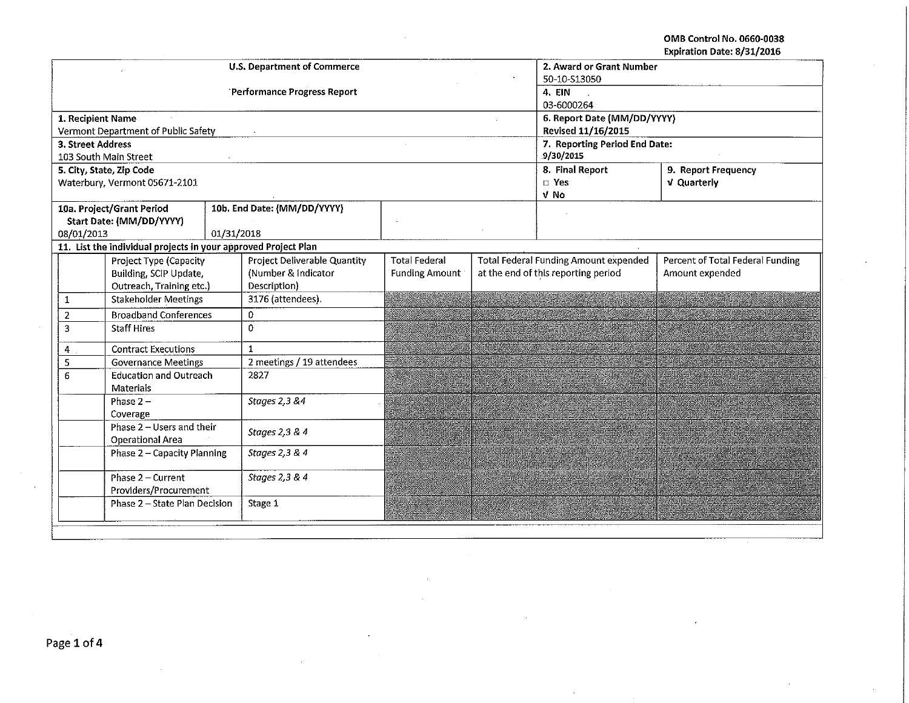OMB Control No. 0660-0038
Expiration Date: 8/31/2016

| U.S. Department of Commerce<br><br>Performance Progress Report | | 2. Award or Grant Number<br>50-10-S13050 | |
|---|---|---|---|
| | | 4. EIN<br>03-6000264 | |
| 1. Recipient Name<br>Vermont Department of Public Safety | | 6. Report Date (MM/DD/YYYY)<br>Revised 11/16/2015 | |
| 3. Street Address<br>103 South Main Street | | 7. Reporting Period End Date:<br>9/30/2015 | |
| 5. City, State, Zip Code<br>Waterbury, Vermont 05671-2101 | | 8. Final Report<br>□ Yes<br>√ No | 9. Report Frequency<br>√ Quarterly |
| 10a. Project/Grant Period<br>Start Date: (MM/DD/YYYY)<br>08/01/2013 | 10b. End Date: (MM/DD/YYYY)<br>01/31/2018 | | |

**11. List the individual projects in your approved Project Plan**

| | Project Type (Capacity Building, SCIP Update, Outreach, Training etc.) | Project Deliverable Quantity (Number & Indicator Description) | Total Federal Funding Amount | Total Federal Funding Amount expended at the end of this reporting period | Percent of Total Federal Funding Amount expended |
|---|---|---|---|---|---|
| 1 | Stakeholder Meetings | 3176 (attendees). | | | |
| 2 | Broadband Conferences | 0 | | | |
| 3 | Staff Hires | 0 | | | |
| 4 | Contract Executions | 1 | | | |
| 5 | Governance Meetings | 2 meetings / 19 attendees | | | |
| 6 | Education and Outreach Materials | 2827 | | | |
| | Phase 2 – Coverage | *Stages 2,3 &4* | | | |
| | Phase 2 – Users and their Operational Area | *Stages 2,3 & 4* | | | |
| | Phase 2 – Capacity Planning | *Stages 2,3 & 4* | | | |
| | Phase 2 – Current Providers/Procurement | *Stages 2,3 & 4* | | | |
| | Phase 2 – State Plan Decision | Stage 1 | | | |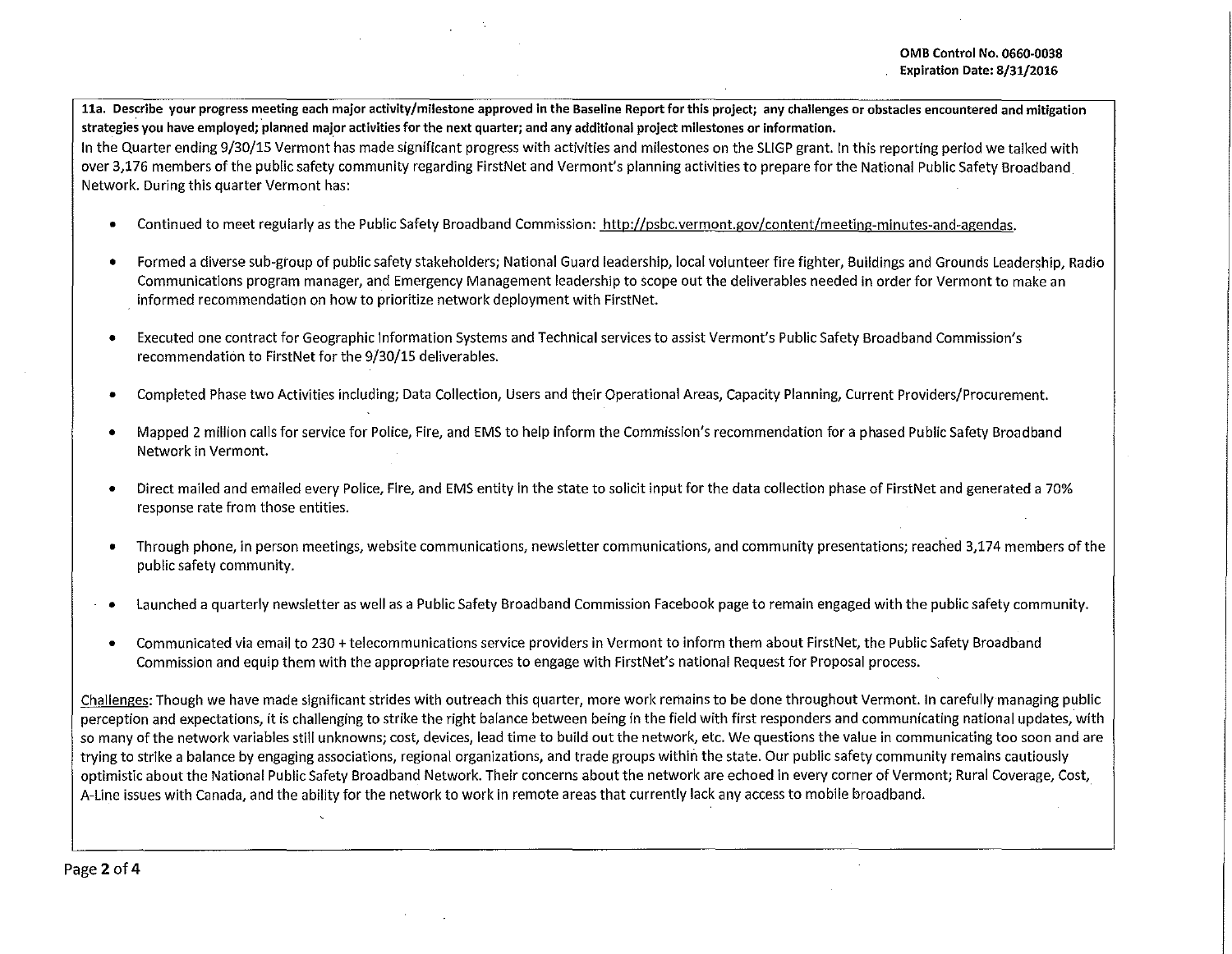OMB Control No. 0660-0038
Expiration Date: 8/31/2016

**11a. Describe your progress meeting each major activity/milestone approved in the Baseline Report for this project; any challenges or obstacles encountered and mitigation strategies you have employed; planned major activities for the next quarter; and any additional project milestones or information.**

In the Quarter ending 9/30/15 Vermont has made significant progress with activities and milestones on the SLIGP grant. In this reporting period we talked with over 3,176 members of the public safety community regarding FirstNet and Vermont's planning activities to prepare for the National Public Safety Broadband Network. During this quarter Vermont has:

- Continued to meet regularly as the Public Safety Broadband Commission: http://psbc.vermont.gov/content/meeting-minutes-and-agendas.
- Formed a diverse sub-group of public safety stakeholders; National Guard leadership, local volunteer fire fighter, Buildings and Grounds Leadership, Radio Communications program manager, and Emergency Management leadership to scope out the deliverables needed in order for Vermont to make an informed recommendation on how to prioritize network deployment with FirstNet.
- Executed one contract for Geographic Information Systems and Technical services to assist Vermont's Public Safety Broadband Commission's recommendation to FirstNet for the 9/30/15 deliverables.
- Completed Phase two Activities including; Data Collection, Users and their Operational Areas, Capacity Planning, Current Providers/Procurement.
- Mapped 2 million calls for service for Police, Fire, and EMS to help inform the Commission's recommendation for a phased Public Safety Broadband Network in Vermont.
- Direct mailed and emailed every Police, Fire, and EMS entity in the state to solicit input for the data collection phase of FirstNet and generated a 70% response rate from those entities.
- Through phone, in person meetings, website communications, newsletter communications, and community presentations; reached 3,174 members of the public safety community.
- Launched a quarterly newsletter as well as a Public Safety Broadband Commission Facebook page to remain engaged with the public safety community.
- Communicated via email to 230 + telecommunications service providers in Vermont to inform them about FirstNet, the Public Safety Broadband Commission and equip them with the appropriate resources to engage with FirstNet's national Request for Proposal process.

Challenges: Though we have made significant strides with outreach this quarter, more work remains to be done throughout Vermont. In carefully managing public perception and expectations, it is challenging to strike the right balance between being in the field with first responders and communicating national updates, with so many of the network variables still unknowns; cost, devices, lead time to build out the network, etc. We questions the value in communicating too soon and are trying to strike a balance by engaging associations, regional organizations, and trade groups within the state. Our public safety community remains cautiously optimistic about the National Public Safety Broadband Network. Their concerns about the network are echoed in every corner of Vermont; Rural Coverage, Cost, A-Line issues with Canada, and the ability for the network to work in remote areas that currently lack any access to mobile broadband.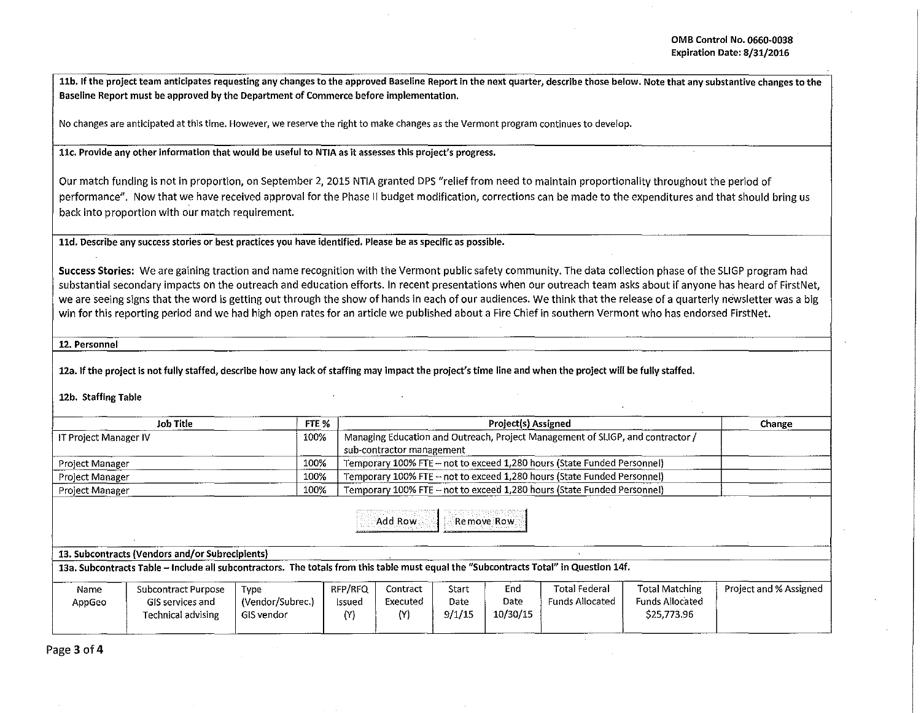**11b. If the project team anticipates requesting any changes to the approved Baseline Report in the next quarter, describe those below. Note that any substantive changes to the Baseline Report must be approved by the Department of Commerce before implementation.**

No changes are anticipated at this time. However, we reserve the right to make changes as the Vermont program continues to develop.

**11c. Provide any other information that would be useful to NTIA as it assesses this project's progress.**

Our match funding is not in proportion, on September 2, 2015 NTIA granted DPS "relief from need to maintain proportionality throughout the period of performance". Now that we have received approval for the Phase II budget modification, corrections can be made to the expenditures and that should bring us back into proportion with our match requirement.

**11d. Describe any success stories or best practices you have identified. Please be as specific as possible.**

**Success Stories:** We are gaining traction and name recognition with the Vermont public safety community. The data collection phase of the SLIGP program had substantial secondary impacts on the outreach and education efforts. In recent presentations when our outreach team asks about if anyone has heard of FirstNet, we are seeing signs that the word is getting out through the show of hands in each of our audiences. We think that the release of a quarterly newsletter was a big win for this reporting period and we had high open rates for an article we published about a Fire Chief in southern Vermont who has endorsed FirstNet.

**12. Personnel**

**12a. If the project is not fully staffed, describe how any lack of staffing may impact the project's time line and when the project will be fully staffed.**

**12b. Staffing Table**

| Job Title | FTE % | Project(s) Assigned | Change |
|---|---|---|---|
| IT Project Manager IV | 100% | Managing Education and Outreach, Project Management of SLIGP, and contractor / sub-contractor management | |
| Project Manager | 100% | Temporary 100% FTE – not to exceed 1,280 hours (State Funded Personnel) | |
| Project Manager | 100% | Temporary 100% FTE – not to exceed 1,280 hours (State Funded Personnel) | |
| Project Manager | 100% | Temporary 100% FTE – not to exceed 1,280 hours (State Funded Personnel) | |

Add Row Remove Row

**13. Subcontracts (Vendors and/or Subrecipients)**

**13a. Subcontracts Table – Include all subcontractors. The totals from this table must equal the "Subcontracts Total" in Question 14f.**

| Name | Subcontract Purpose | Type (Vendor/Subrec.) | RFP/RFQ Issued (Y) | Contract Executed (Y) | Start Date | End Date | Total Federal Funds Allocated | Total Matching Funds Allocated | Project and % Assigned |
|---|---|---|---|---|---|---|---|---|---|
| AppGeo | GIS services and Technical advising | GIS vendor | (Y) | (Y) | 9/1/15 | 10/30/15 | | $25,773.96 | |